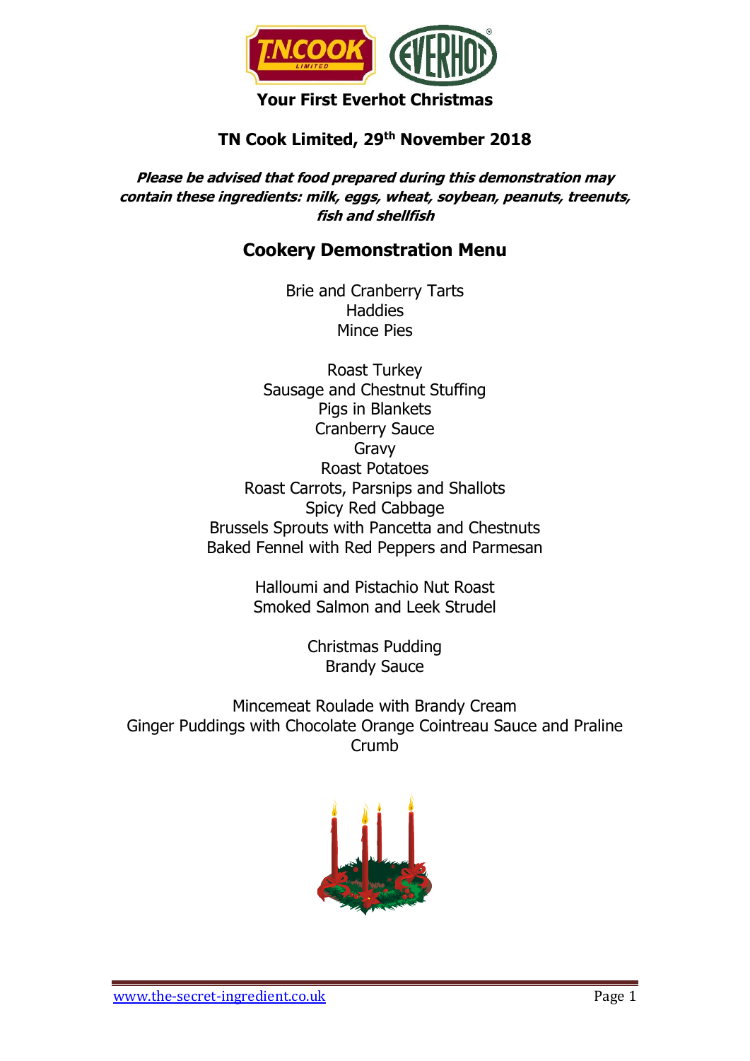**Your First Everhot Christmas**

## TN Cook Limited, 29th November 2018

***Please be advised that food prepared during this demonstration may contain these ingredients: milk, eggs, wheat, soybean, peanuts, treenuts, fish and shellfish***

## Cookery Demonstration Menu

Brie and Cranberry Tarts
Haddies
Mince Pies

Roast Turkey
Sausage and Chestnut Stuffing
Pigs in Blankets
Cranberry Sauce
Gravy
Roast Potatoes
Roast Carrots, Parsnips and Shallots
Spicy Red Cabbage
Brussels Sprouts with Pancetta and Chestnuts
Baked Fennel with Red Peppers and Parmesan

Halloumi and Pistachio Nut Roast
Smoked Salmon and Leek Strudel

Christmas Pudding
Brandy Sauce

Mincemeat Roulade with Brandy Cream
Ginger Puddings with Chocolate Orange Cointreau Sauce and Praline Crumb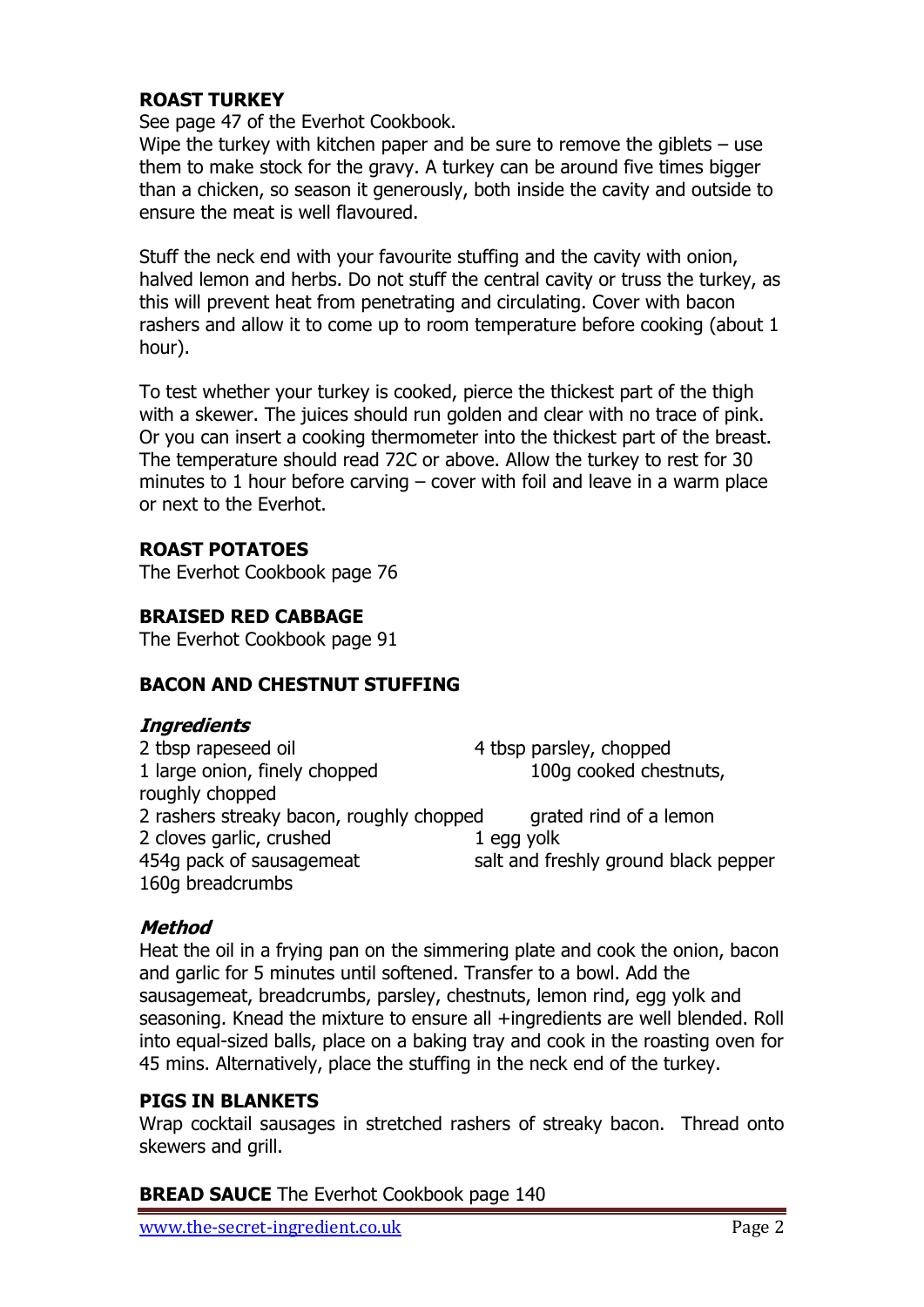**ROAST TURKEY**

See page 47 of the Everhot Cookbook.

Wipe the turkey with kitchen paper and be sure to remove the giblets – use them to make stock for the gravy. A turkey can be around five times bigger than a chicken, so season it generously, both inside the cavity and outside to ensure the meat is well flavoured.

Stuff the neck end with your favourite stuffing and the cavity with onion, halved lemon and herbs. Do not stuff the central cavity or truss the turkey, as this will prevent heat from penetrating and circulating. Cover with bacon rashers and allow it to come up to room temperature before cooking (about 1 hour).

To test whether your turkey is cooked, pierce the thickest part of the thigh with a skewer. The juices should run golden and clear with no trace of pink. Or you can insert a cooking thermometer into the thickest part of the breast. The temperature should read 72C or above. Allow the turkey to rest for 30 minutes to 1 hour before carving – cover with foil and leave in a warm place or next to the Everhot.

**ROAST POTATOES**

The Everhot Cookbook page 76

**BRAISED RED CABBAGE**

The Everhot Cookbook page 91

**BACON AND CHESTNUT STUFFING**

***Ingredients***

- 2 tbsp rapeseed oil
- 1 large onion, finely chopped
- 2 rashers streaky bacon, roughly chopped
- 2 cloves garlic, crushed
- 454g pack of sausagemeat
- 160g breadcrumbs
- 4 tbsp parsley, chopped
- 100g cooked chestnuts, roughly chopped
- grated rind of a lemon
- 1 egg yolk
- salt and freshly ground black pepper

***Method***

Heat the oil in a frying pan on the simmering plate and cook the onion, bacon and garlic for 5 minutes until softened. Transfer to a bowl. Add the sausagemeat, breadcrumbs, parsley, chestnuts, lemon rind, egg yolk and seasoning. Knead the mixture to ensure all +ingredients are well blended. Roll into equal-sized balls, place on a baking tray and cook in the roasting oven for 45 mins. Alternatively, place the stuffing in the neck end of the turkey.

**PIGS IN BLANKETS**

Wrap cocktail sausages in stretched rashers of streaky bacon. Thread onto skewers and grill.

**BREAD SAUCE** The Everhot Cookbook page 140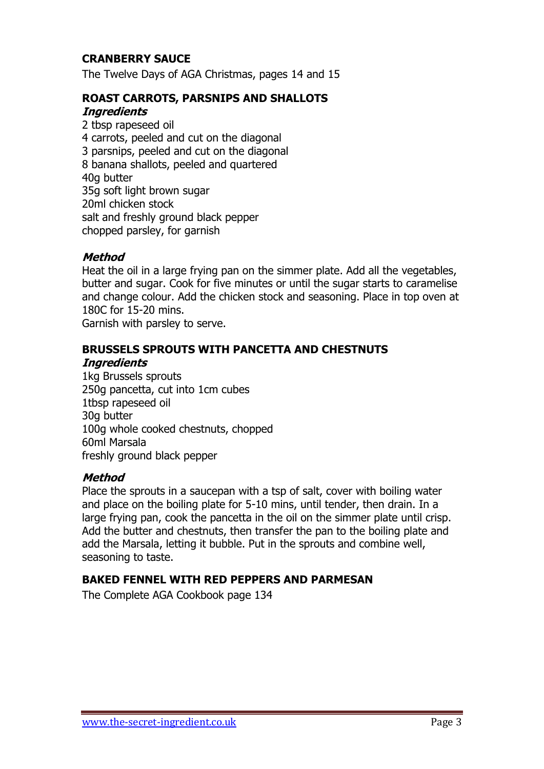## CRANBERRY SAUCE

The Twelve Days of AGA Christmas, pages 14 and 15

## ROAST CARROTS, PARSNIPS AND SHALLOTS

***Ingredients***

2 tbsp rapeseed oil
4 carrots, peeled and cut on the diagonal
3 parsnips, peeled and cut on the diagonal
8 banana shallots, peeled and quartered
40g butter
35g soft light brown sugar
20ml chicken stock
salt and freshly ground black pepper
chopped parsley, for garnish

***Method***

Heat the oil in a large frying pan on the simmer plate. Add all the vegetables, butter and sugar. Cook for five minutes or until the sugar starts to caramelise and change colour. Add the chicken stock and seasoning. Place in top oven at 180C for 15-20 mins.
Garnish with parsley to serve.

## BRUSSELS SPROUTS WITH PANCETTA AND CHESTNUTS

***Ingredients***

1kg Brussels sprouts
250g pancetta, cut into 1cm cubes
1tbsp rapeseed oil
30g butter
100g whole cooked chestnuts, chopped
60ml Marsala
freshly ground black pepper

***Method***

Place the sprouts in a saucepan with a tsp of salt, cover with boiling water and place on the boiling plate for 5-10 mins, until tender, then drain. In a large frying pan, cook the pancetta in the oil on the simmer plate until crisp. Add the butter and chestnuts, then transfer the pan to the boiling plate and add the Marsala, letting it bubble. Put in the sprouts and combine well, seasoning to taste.

## BAKED FENNEL WITH RED PEPPERS AND PARMESAN

The Complete AGA Cookbook page 134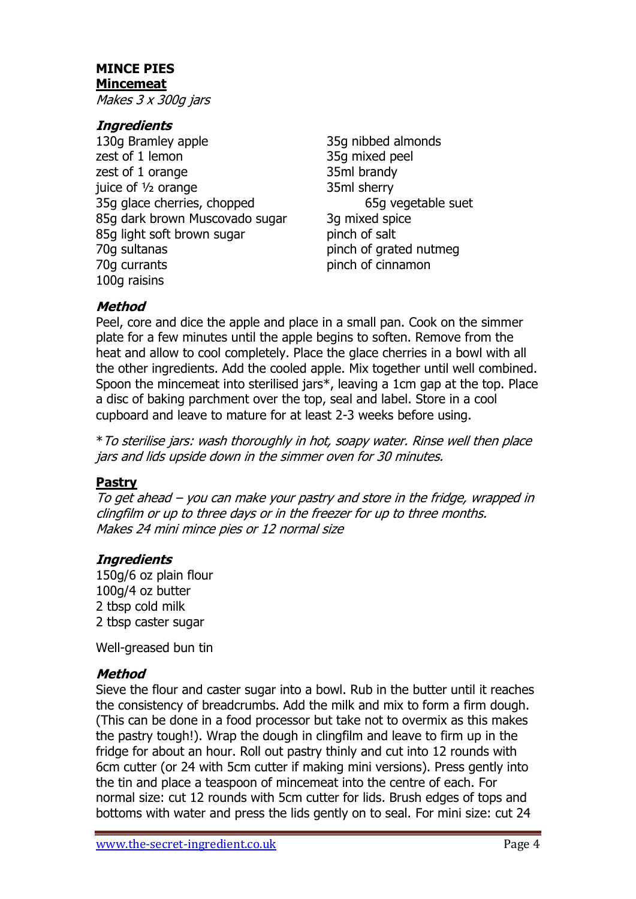**MINCE PIES**

**Mincemeat**

*Makes 3 x 300g jars*

***Ingredients***

130g Bramley apple
zest of 1 lemon
zest of 1 orange
juice of ½ orange
35g glace cherries, chopped
85g dark brown Muscovado sugar
85g light soft brown sugar
70g sultanas
70g currants
100g raisins
35g nibbed almonds
35g mixed peel
35ml brandy
35ml sherry
65g vegetable suet
3g mixed spice
pinch of salt
pinch of grated nutmeg
pinch of cinnamon

***Method***

Peel, core and dice the apple and place in a small pan. Cook on the simmer plate for a few minutes until the apple begins to soften. Remove from the heat and allow to cool completely. Place the glace cherries in a bowl with all the other ingredients. Add the cooled apple. Mix together until well combined. Spoon the mincemeat into sterilised jars*, leaving a 1cm gap at the top. Place a disc of baking parchment over the top, seal and label. Store in a cool cupboard and leave to mature for at least 2-3 weeks before using.

**To sterilise jars: wash thoroughly in hot, soapy water. Rinse well then place jars and lids upside down in the simmer oven for 30 minutes.*

**Pastry**

*To get ahead – you can make your pastry and store in the fridge, wrapped in clingfilm or up to three days or in the freezer for up to three months.*
*Makes 24 mini mince pies or 12 normal size*

***Ingredients***

150g/6 oz plain flour
100g/4 oz butter
2 tbsp cold milk
2 tbsp caster sugar

Well-greased bun tin

***Method***

Sieve the flour and caster sugar into a bowl. Rub in the butter until it reaches the consistency of breadcrumbs. Add the milk and mix to form a firm dough. (This can be done in a food processor but take not to overmix as this makes the pastry tough!). Wrap the dough in clingfilm and leave to firm up in the fridge for about an hour. Roll out pastry thinly and cut into 12 rounds with 6cm cutter (or 24 with 5cm cutter if making mini versions). Press gently into the tin and place a teaspoon of mincemeat into the centre of each. For normal size: cut 12 rounds with 5cm cutter for lids. Brush edges of tops and bottoms with water and press the lids gently on to seal. For mini size: cut 24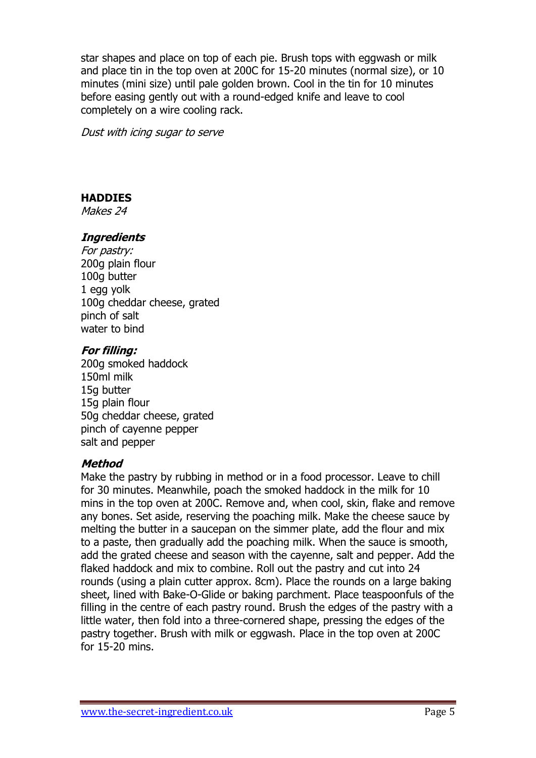star shapes and place on top of each pie. Brush tops with eggwash or milk and place tin in the top oven at 200C for 15-20 minutes (normal size), or 10 minutes (mini size) until pale golden brown. Cool in the tin for 10 minutes before easing gently out with a round-edged knife and leave to cool completely on a wire cooling rack.

*Dust with icing sugar to serve*

## HADDIES

*Makes 24*

### *Ingredients*

*For pastry:*
200g plain flour
100g butter
1 egg yolk
100g cheddar cheese, grated
pinch of salt
water to bind

### *For filling:*

200g smoked haddock
150ml milk
15g butter
15g plain flour
50g cheddar cheese, grated
pinch of cayenne pepper
salt and pepper

### *Method*

Make the pastry by rubbing in method or in a food processor. Leave to chill for 30 minutes. Meanwhile, poach the smoked haddock in the milk for 10 mins in the top oven at 200C. Remove and, when cool, skin, flake and remove any bones. Set aside, reserving the poaching milk. Make the cheese sauce by melting the butter in a saucepan on the simmer plate, add the flour and mix to a paste, then gradually add the poaching milk. When the sauce is smooth, add the grated cheese and season with the cayenne, salt and pepper. Add the flaked haddock and mix to combine. Roll out the pastry and cut into 24 rounds (using a plain cutter approx. 8cm). Place the rounds on a large baking sheet, lined with Bake-O-Glide or baking parchment. Place teaspoonfuls of the filling in the centre of each pastry round. Brush the edges of the pastry with a little water, then fold into a three-cornered shape, pressing the edges of the pastry together. Brush with milk or eggwash. Place in the top oven at 200C for 15-20 mins.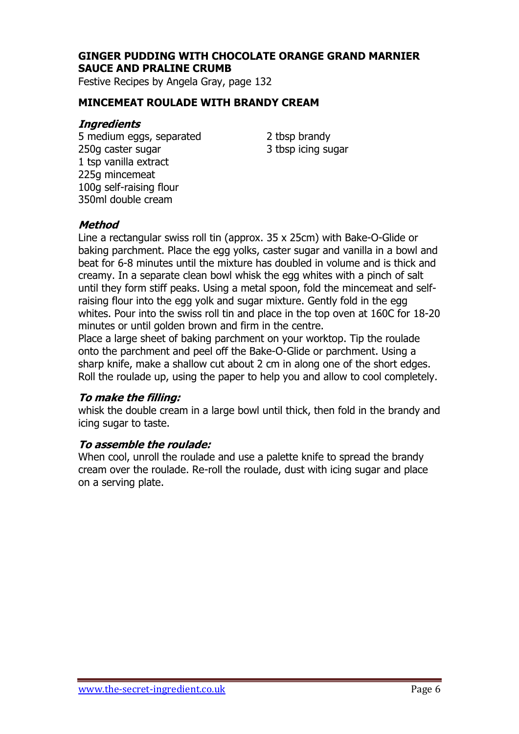## GINGER PUDDING WITH CHOCOLATE ORANGE GRAND MARNIER SAUCE AND PRALINE CRUMB

Festive Recipes by Angela Gray, page 132

## MINCEMEAT ROULADE WITH BRANDY CREAM

### *Ingredients*

5 medium eggs, separated
250g caster sugar
1 tsp vanilla extract
225g mincemeat
100g self-raising flour
350ml double cream
2 tbsp brandy
3 tbsp icing sugar

### *Method*

Line a rectangular swiss roll tin (approx. 35 x 25cm) with Bake-O-Glide or baking parchment. Place the egg yolks, caster sugar and vanilla in a bowl and beat for 6-8 minutes until the mixture has doubled in volume and is thick and creamy. In a separate clean bowl whisk the egg whites with a pinch of salt until they form stiff peaks. Using a metal spoon, fold the mincemeat and self-raising flour into the egg yolk and sugar mixture. Gently fold in the egg whites. Pour into the swiss roll tin and place in the top oven at 160C for 18-20 minutes or until golden brown and firm in the centre.

Place a large sheet of baking parchment on your worktop. Tip the roulade onto the parchment and peel off the Bake-O-Glide or parchment. Using a sharp knife, make a shallow cut about 2 cm in along one of the short edges. Roll the roulade up, using the paper to help you and allow to cool completely.

### *To make the filling:*

whisk the double cream in a large bowl until thick, then fold in the brandy and icing sugar to taste.

### *To assemble the roulade:*

When cool, unroll the roulade and use a palette knife to spread the brandy cream over the roulade. Re-roll the roulade, dust with icing sugar and place on a serving plate.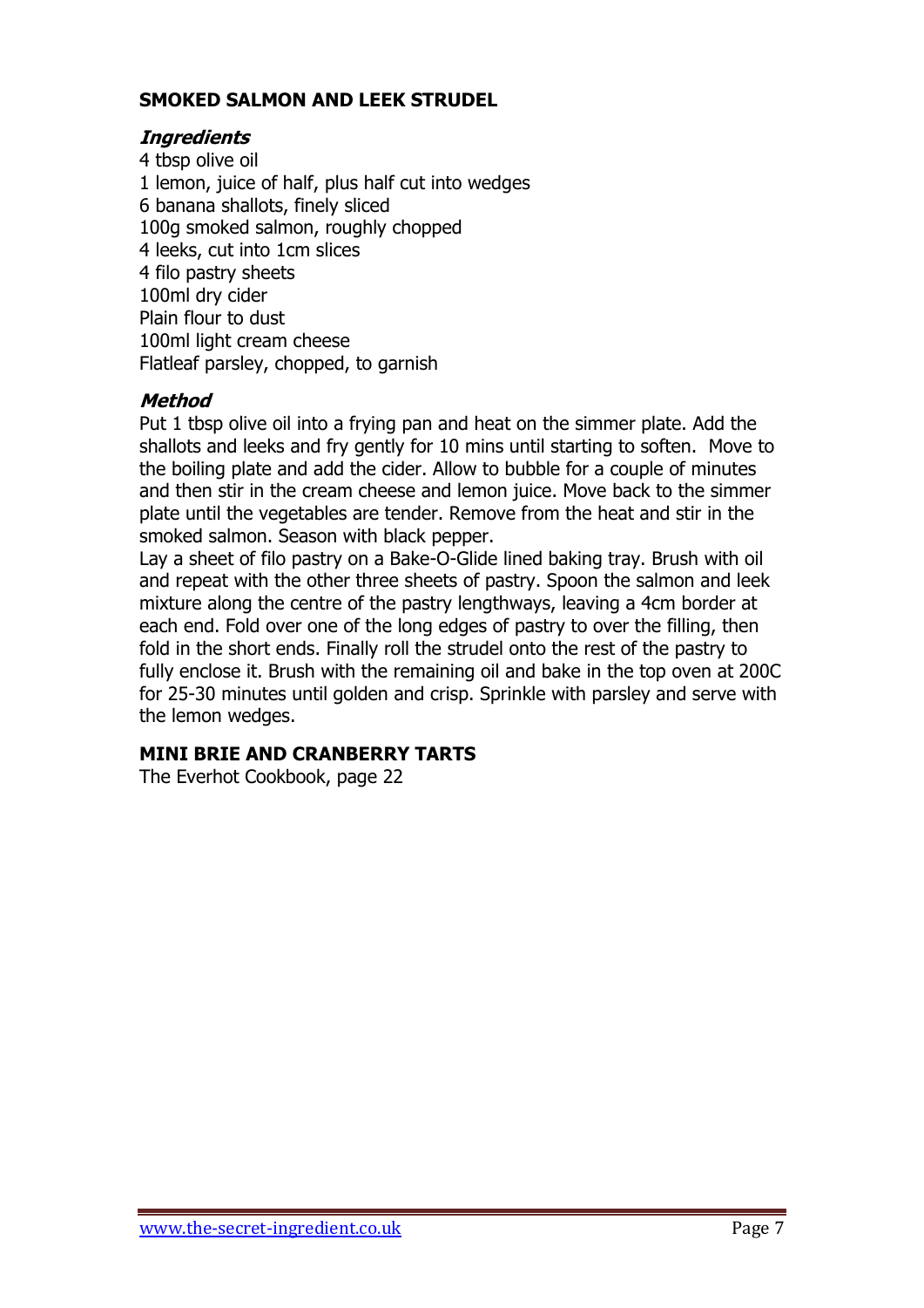## SMOKED SALMON AND LEEK STRUDEL

### *Ingredients*

4 tbsp olive oil
1 lemon, juice of half, plus half cut into wedges
6 banana shallots, finely sliced
100g smoked salmon, roughly chopped
4 leeks, cut into 1cm slices
4 filo pastry sheets
100ml dry cider
Plain flour to dust
100ml light cream cheese
Flatleaf parsley, chopped, to garnish

### *Method*

Put 1 tbsp olive oil into a frying pan and heat on the simmer plate. Add the shallots and leeks and fry gently for 10 mins until starting to soften. Move to the boiling plate and add the cider. Allow to bubble for a couple of minutes and then stir in the cream cheese and lemon juice. Move back to the simmer plate until the vegetables are tender. Remove from the heat and stir in the smoked salmon. Season with black pepper.

Lay a sheet of filo pastry on a Bake-O-Glide lined baking tray. Brush with oil and repeat with the other three sheets of pastry. Spoon the salmon and leek mixture along the centre of the pastry lengthways, leaving a 4cm border at each end. Fold over one of the long edges of pastry to over the filling, then fold in the short ends. Finally roll the strudel onto the rest of the pastry to fully enclose it. Brush with the remaining oil and bake in the top oven at 200C for 25-30 minutes until golden and crisp. Sprinkle with parsley and serve with the lemon wedges.

## MINI BRIE AND CRANBERRY TARTS

The Everhot Cookbook, page 22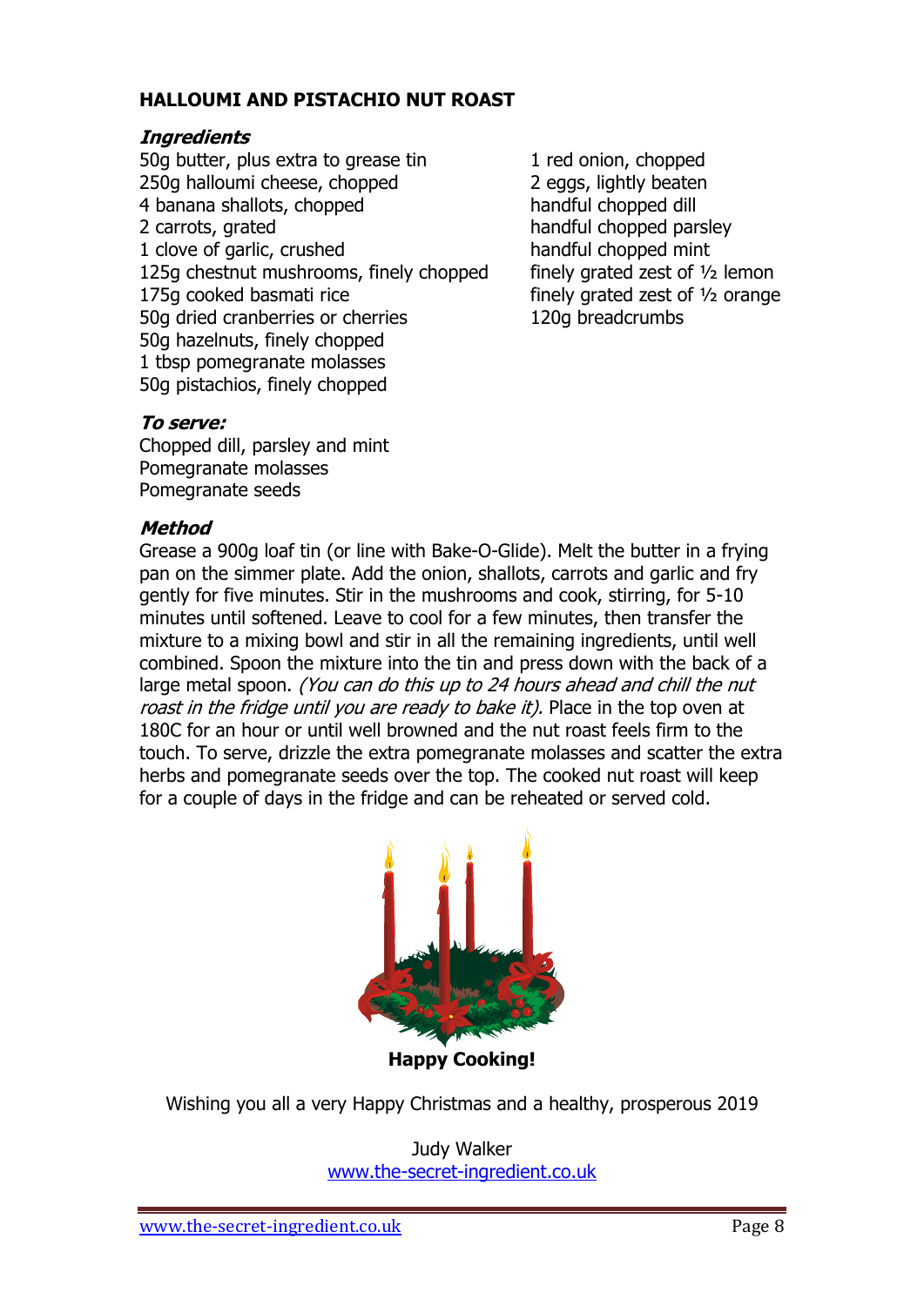## HALLOUMI AND PISTACHIO NUT ROAST

### *Ingredients*

50g butter, plus extra to grease tin
250g halloumi cheese, chopped
4 banana shallots, chopped
2 carrots, grated
1 clove of garlic, crushed
125g chestnut mushrooms, finely chopped
175g cooked basmati rice
50g dried cranberries or cherries
50g hazelnuts, finely chopped
1 tbsp pomegranate molasses
50g pistachios, finely chopped
1 red onion, chopped
2 eggs, lightly beaten
handful chopped dill
handful chopped parsley
handful chopped mint
finely grated zest of ½ lemon
finely grated zest of ½ orange
120g breadcrumbs

### *To serve:*

Chopped dill, parsley and mint
Pomegranate molasses
Pomegranate seeds

### *Method*

Grease a 900g loaf tin (or line with Bake-O-Glide). Melt the butter in a frying pan on the simmer plate. Add the onion, shallots, carrots and garlic and fry gently for five minutes. Stir in the mushrooms and cook, stirring, for 5-10 minutes until softened. Leave to cool for a few minutes, then transfer the mixture to a mixing bowl and stir in all the remaining ingredients, until well combined. Spoon the mixture into the tin and press down with the back of a large metal spoon. *(You can do this up to 24 hours ahead and chill the nut roast in the fridge until you are ready to bake it).* Place in the top oven at 180C for an hour or until well browned and the nut roast feels firm to the touch. To serve, drizzle the extra pomegranate molasses and scatter the extra herbs and pomegranate seeds over the top. The cooked nut roast will keep for a couple of days in the fridge and can be reheated or served cold.

**Happy Cooking!**

Wishing you all a very Happy Christmas and a healthy, prosperous 2019

Judy Walker
www.the-secret-ingredient.co.uk